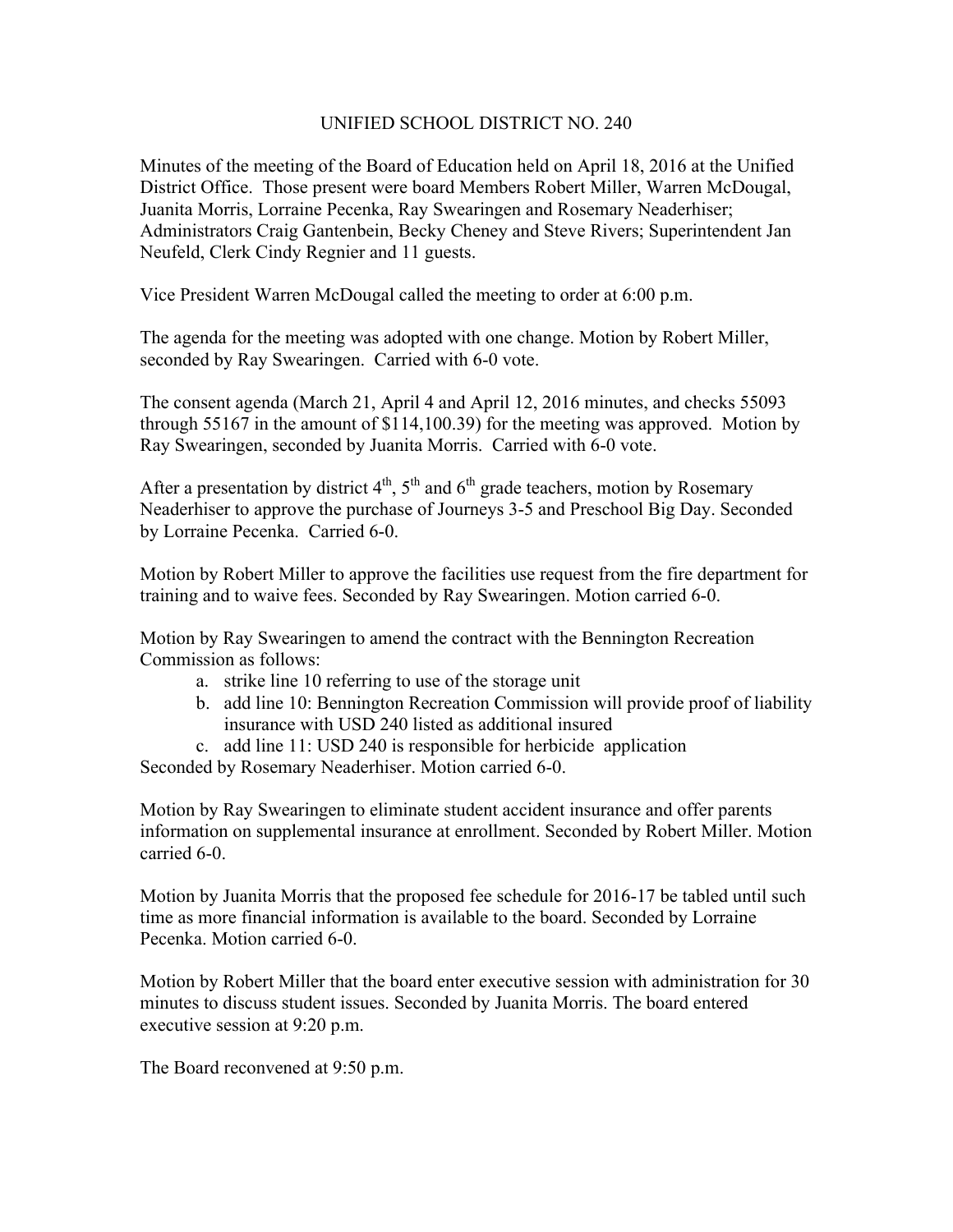# UNIFIED SCHOOL DISTRICT NO. 240

Minutes of the meeting of the Board of Education held on April 18, 2016 at the Unified District Office. Those present were board Members Robert Miller, Warren McDougal, Juanita Morris, Lorraine Pecenka, Ray Swearingen and Rosemary Neaderhiser; Administrators Craig Gantenbein, Becky Cheney and Steve Rivers; Superintendent Jan Neufeld, Clerk Cindy Regnier and 11 guests.

Vice President Warren McDougal called the meeting to order at 6:00 p.m.

The agenda for the meeting was adopted with one change. Motion by Robert Miller, seconded by Ray Swearingen. Carried with 6-0 vote.

The consent agenda (March 21, April 4 and April 12, 2016 minutes, and checks 55093 through 55167 in the amount of $114,100.39) for the meeting was approved. Motion by Ray Swearingen, seconded by Juanita Morris. Carried with 6-0 vote.

After a presentation by district 4th, 5th and 6th grade teachers, motion by Rosemary Neaderhiser to approve the purchase of Journeys 3-5 and Preschool Big Day. Seconded by Lorraine Pecenka. Carried 6-0.

Motion by Robert Miller to approve the facilities use request from the fire department for training and to waive fees. Seconded by Ray Swearingen. Motion carried 6-0.

Motion by Ray Swearingen to amend the contract with the Bennington Recreation Commission as follows:

a. strike line 10 referring to use of the storage unit
b. add line 10: Bennington Recreation Commission will provide proof of liability insurance with USD 240 listed as additional insured
c. add line 11: USD 240 is responsible for herbicide application

Seconded by Rosemary Neaderhiser. Motion carried 6-0.

Motion by Ray Swearingen to eliminate student accident insurance and offer parents information on supplemental insurance at enrollment. Seconded by Robert Miller. Motion carried 6-0.

Motion by Juanita Morris that the proposed fee schedule for 2016-17 be tabled until such time as more financial information is available to the board. Seconded by Lorraine Pecenka. Motion carried 6-0.

Motion by Robert Miller that the board enter executive session with administration for 30 minutes to discuss student issues. Seconded by Juanita Morris. The board entered executive session at 9:20 p.m.

The Board reconvened at 9:50 p.m.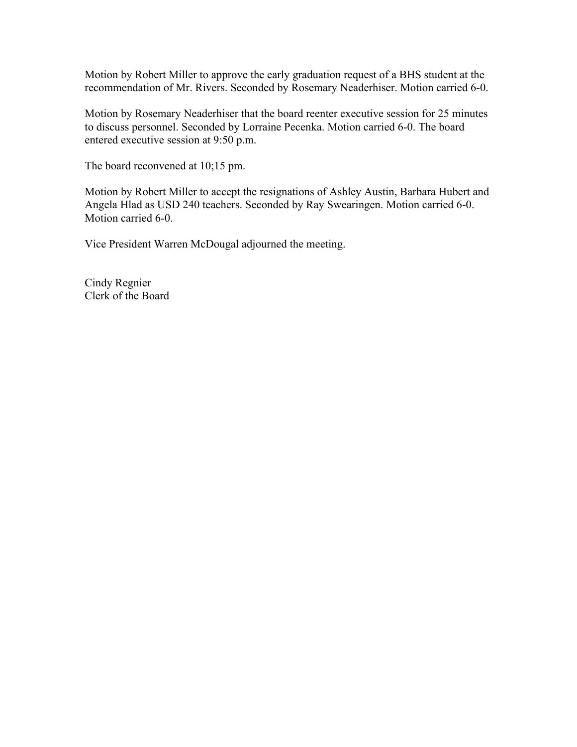Motion by Robert Miller to approve the early graduation request of a BHS student at the recommendation of Mr. Rivers. Seconded by Rosemary Neaderhiser. Motion carried 6-0.

Motion by Rosemary Neaderhiser that the board reenter executive session for 25 minutes to discuss personnel. Seconded by Lorraine Pecenka. Motion carried 6-0. The board entered executive session at 9:50 p.m.

The board reconvened at 10;15 pm.

Motion by Robert Miller to accept the resignations of Ashley Austin, Barbara Hubert and Angela Hlad as USD 240 teachers. Seconded by Ray Swearingen. Motion carried 6-0. Motion carried 6-0.

Vice President Warren McDougal adjourned the meeting.

Cindy Regnier
Clerk of the Board